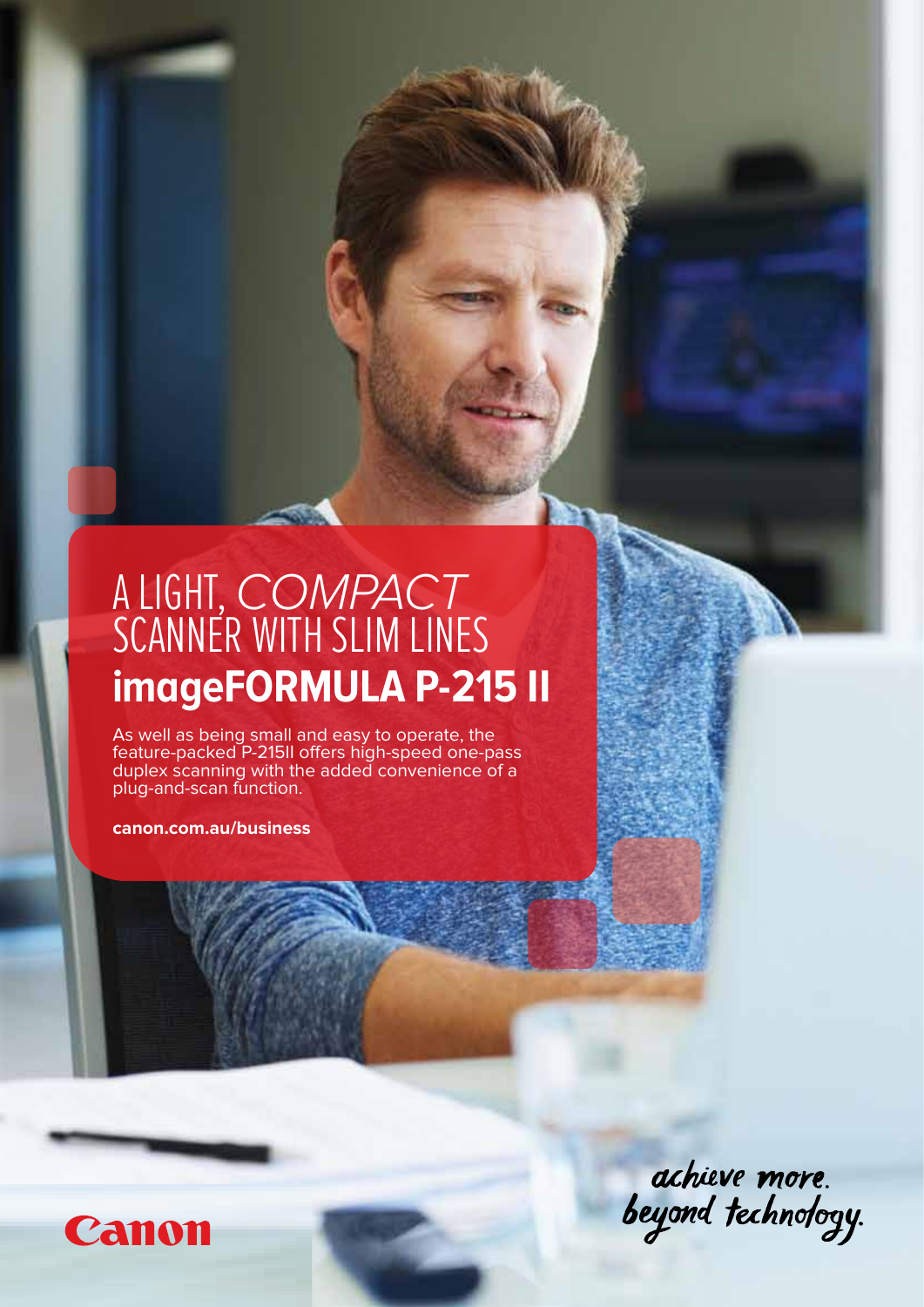# A LIGHT, *COMPACT* SCANNER WITH SLIM LINES

# **imageFORMULA P-215 II**

As well as being small and easy to operate, the feature-packed P-215II offers high-speed one-pass duplex scanning with the added convenience of a plug-and-scan function.

**canon.com.au/business**

achieve more.
beyond technology.

Canon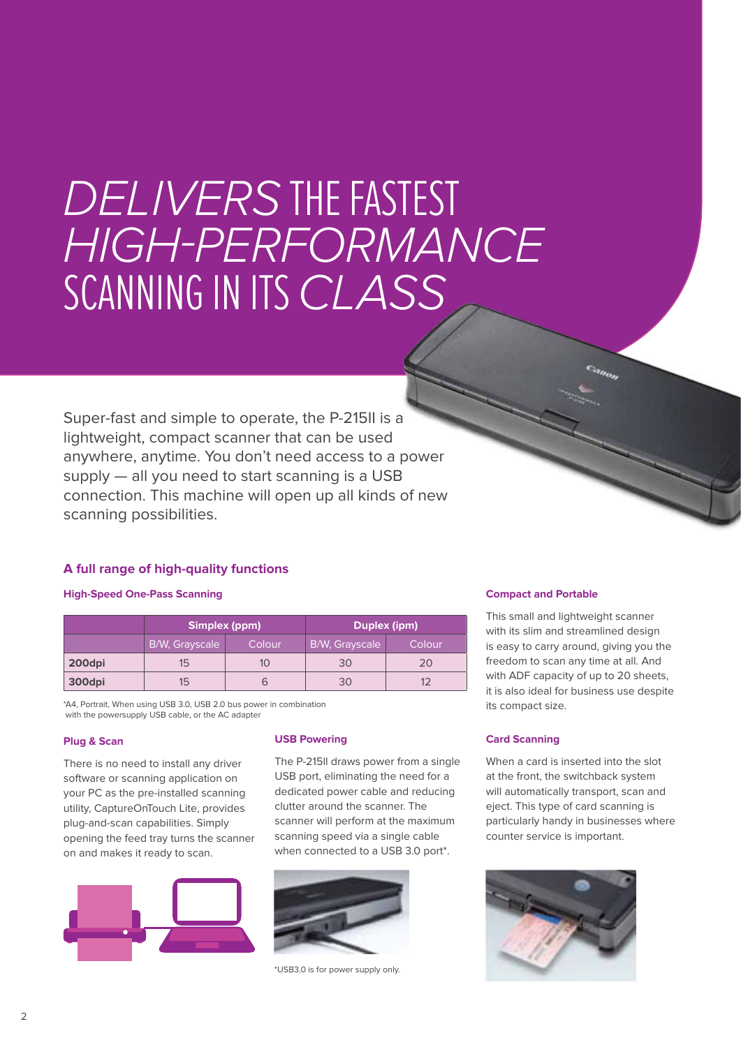# DELIVERS THE FASTEST HIGH-PERFORMANCE SCANNING IN ITS CLASS

Super-fast and simple to operate, the P-215II is a lightweight, compact scanner that can be used anywhere, anytime. You don't need access to a power supply — all you need to start scanning is a USB connection. This machine will open up all kinds of new scanning possibilities.

## A full range of high-quality functions

### High-Speed One-Pass Scanning

| | Simplex (ppm) | | Duplex (ipm) | |
|---|---|---|---|---|
| | B/W, Grayscale | Colour | B/W, Grayscale | Colour |
| **200dpi** | 15 | 10 | 30 | 20 |
| **300dpi** | 15 | 6 | 30 | 12 |

*A4, Portrait, When using USB 3.0, USB 2.0 bus power in combination with the powersupply USB cable, or the AC adapter

### Plug & Scan

There is no need to install any driver software or scanning application on your PC as the pre-installed scanning utility, CaptureOnTouch Lite, provides plug-and-scan capabilities. Simply opening the feed tray turns the scanner on and makes it ready to scan.

### USB Powering

The P-215II draws power from a single USB port, eliminating the need for a dedicated power cable and reducing clutter around the scanner. The scanner will perform at the maximum scanning speed via a single cable when connected to a USB 3.0 port*.

*USB3.0 is for power supply only.

### Compact and Portable

This small and lightweight scanner with its slim and streamlined design is easy to carry around, giving you the freedom to scan any time at all. And with ADF capacity of up to 20 sheets, it is also ideal for business use despite its compact size.

### Card Scanning

When a card is inserted into the slot at the front, the switchback system will automatically transport, scan and eject. This type of card scanning is particularly handy in businesses where counter service is important.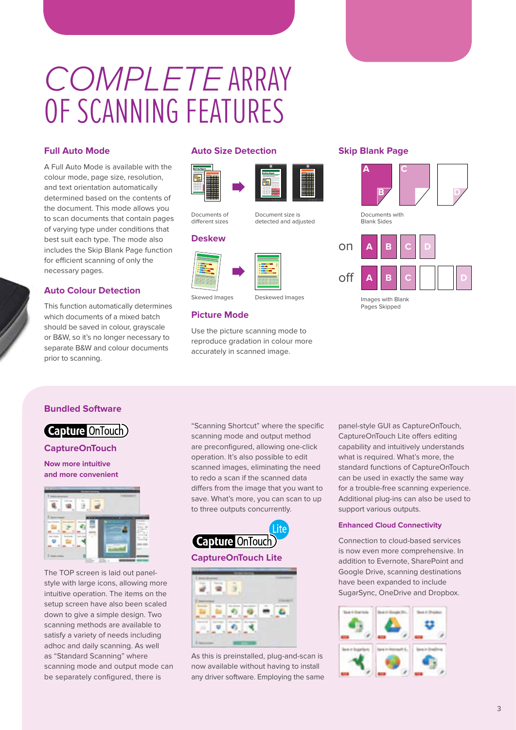# COMPLETE ARRAY OF SCANNING FEATURES

## Full Auto Mode

A Full Auto Mode is available with the colour mode, page size, resolution, and text orientation automatically determined based on the contents of the document. This mode allows you to scan documents that contain pages of varying type under conditions that best suit each type. The mode also includes the Skip Blank Page function for efficient scanning of only the necessary pages.

## Auto Colour Detection

This function automatically determines which documents of a mixed batch should be saved in colour, grayscale or B&W, so it's no longer necessary to separate B&W and colour documents prior to scanning.

## Auto Size Detection

Documents of different sizes

Document size is detected and adjusted

## Deskew

Skewed Images

Deskewed Images

## Picture Mode

Use the picture scanning mode to reproduce gradation in colour more accurately in scanned image.

## Skip Blank Page

A B C D

Documents with Blank Sides

on A B C D

off A B C D

Images with Blank Pages Skipped

## Bundled Software

### CaptureOnTouch

**Now more intuitive and more convenient**

The TOP screen is laid out panel-style with large icons, allowing more intuitive operation. The items on the setup screen have also been scaled down to give a simple design. Two scanning methods are available to satisfy a variety of needs including adhoc and daily scanning. As well as "Standard Scanning" where scanning mode and output mode can be separately configured, there is "Scanning Shortcut" where the specific scanning mode and output method are preconfigured, allowing one-click operation. It's also possible to edit scanned images, eliminating the need to redo a scan if the scanned data differs from the image that you want to save. What's more, you can scan to up to three outputs concurrently.

### CaptureOnTouch Lite

As this is preinstalled, plug-and-scan is now available without having to install any driver software. Employing the same panel-style GUI as CaptureOnTouch, CaptureOnTouch Lite offers editing capability and intuitively understands what is required. What's more, the standard functions of CaptureOnTouch can be used in exactly the same way for a trouble-free scanning experience. Additional plug-ins can also be used to support various outputs.

**Enhanced Cloud Connectivity**

Connection to cloud-based services is now even more comprehensive. In addition to Evernote, SharePoint and Google Drive, scanning destinations have been expanded to include SugarSync, OneDrive and Dropbox.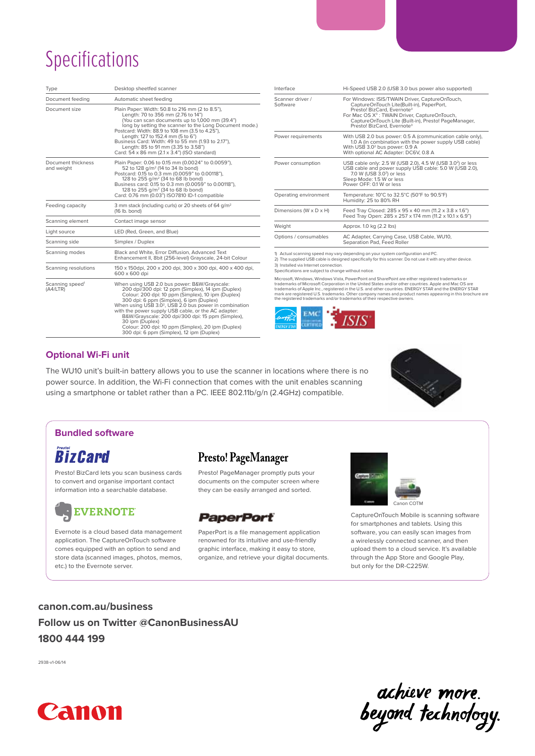# Specifications

| | |
|---|---|
| Type | Desktop sheetfed scanner |
| Document feeding | Automatic sheet feeding |
| Document size | Plain Paper: Width: 50.8 to 216 mm (2 to 8.5"), Length: 70 to 356 mm (2.76 to 14") (You can scan documents up to 1,000 mm (39.4") long by setting the scanner to the Long Document mode.)<br>Postcard: Width: 88.9 to 108 mm (3.5 to 4.25"), Length: 127 to 152.4 mm (5 to 6")<br>Business Card: Width: 49 to 55 mm (1.93 to 2.17"), Length: 85 to 91 mm (3.35 to 3.58")<br>Card: 54 x 86 mm (2.1 x 3.4") (ISO standard) |
| Document thickness and weight | Plain Paper: 0.06 to 0.15 mm (0.0024" to 0.0059"), 52 to 128 g/m² (14 to 34 lb bond)<br>Postcard: 0.15 to 0.3 mm (0.0059" to 0.00118"), 128 to 255 g/m² (34 to 68 lb bond)<br>Business card: 0.15 to 0.3 mm (0.0059" to 0.00118"), 128 to 255 g/m² (34 to 68 lb bond)<br>Card: 0.76 mm (0.03") ISO7810 ID-1 compatible |
| Feeding capacity | 3 mm stack (including curls) or 20 sheets of 64 g/m² (16 lb. bond) |
| Scanning element | Contact image sensor |
| Light source | LED (Red, Green, and Blue) |
| Scanning side | Simplex / Duplex |
| Scanning modes | Black and White, Error Diffusion, Advanced Text Enhancement II, 8bit (256-level) Grayscale, 24-bit Colour |
| Scanning resolutions | 150 x 150dpi, 200 x 200 dpi, 300 x 300 dpi, 400 x 400 dpi, 600 x 600 dpi |
| Scanning speed[1] (A4/LTR) | When using USB 2.0 bus power: B&W/Grayscale: 200 dpi/300 dpi: 12 ppm (Simplex), 14 ipm (Duplex)<br>Colour: 200 dpi: 10 ppm (Simplex), 10 ipm (Duplex)<br>300 dpi: 6 ppm (Simplex), 6 ipm (Duplex)<br>When using USB 3.0[2], USB 2.0 bus power in combination with the power supply USB cable, or the AC adapter: B&W/Grayscale: 200 dpi/300 dpi: 15 ppm (Simplex), 30 ipm (Duplex)<br>Colour: 200 dpi: 10 ppm (Simplex), 20 ipm (Duplex)<br>300 dpi: 6 ppm (Simplex), 12 ipm (Duplex) |
| Interface | Hi-Speed USB 2.0 (USB 3.0 bus power also supported) |
| Scanner driver / Software | For Windows: ISIS/TWAIN Driver, CaptureOnTouch, CaptureOnTouch Lite(Built-in), PaperPort, Presto! BizCard, Evernote[3]<br>For Mac OS X[3] : TWAIN Driver, CaptureOnTouch, CaptureOnTouch Lite (Built-in), Presto! PageManager, Presto! BizCard, Evernote[3] |
| Power requirements | With USB 2.0 bus power: 0.5 A (communication cable only), 1.0 A (in combination with the power supply USB cable)<br>With USB 3.0[2] bus power: 0.9 A<br>With optional AC Adapter: DC6V, 0.8 A |
| Power consumption | USB cable only: 2.5 W (USB 2.0), 4.5 W (USB 3.0[2]) or less<br>USB cable and power supply USB cable: 5.0 W (USB 2.0), 7.0 W (USB 3.0[2]) or less<br>Sleep Mode: 1.5 W or less<br>Power OFF: 0.1 W or less |
| Operating environment | Temperature: 10°C to 32.5°C (50°F to 90.5°F)<br>Humidity: 25 to 80% RH |
| Dimensions (W x D x H) | Feed Tray Closed: 285 x 95 x 40 mm (11.2 x 3.8 x 1.6")<br>Feed Tray Open: 285 x 257 x 174 mm (11.2 x 10.1 x 6.9") |
| Weight | Approx. 1.0 kg (2.2 lbs) |
| Options / consumables | AC Adapter, Carrying Case, USB Cable, WU10, Separation Pad, Feed Roller |

1) Actual scanning speed may vary depending on your system configuration and PC.
2) The supplied USB cable is designed specifically for this scanner. Do not use it with any other device.
3) Installed via Internet connection.
Specifications are subject to change without notice.

Microsoft, Windows, Windows Vista, PowerPoint and SharePoint are either registered trademarks or trademarks of Microsoft Corporation in the United States and/or other countries. Apple and Mac OS are trademarks of Apple Inc., registered in the U.S. and other countries. ENERGY STAR and the ENERGY STAR mark are registered U.S. trademarks. Other company names and product names appearing in this brochure are the registered trademarks and/or trademarks of their respective owners.

## Optional Wi-Fi unit

The WU10 unit's built-in battery allows you to use the scanner in locations where there is no power source. In addition, the Wi-Fi connection that comes with the unit enables scanning using a smartphone or tablet rather than a PC. IEEE 802.11b/g/n (2.4GHz) compatible.

## Bundled software

**Presto! BizCard**

Presto! BizCard lets you scan business cards to convert and organise important contact information into a searchable database.

**EVERNOTE**

Evernote is a cloud based data management application. The CaptureOnTouch software comes equipped with an option to send and store data (scanned images, photos, memos, etc.) to the Evernote server.

**Presto! PageManager**

Presto! PageManager promptly puts your documents on the computer screen where they can be easily arranged and sorted.

**PaperPort**

PaperPort is a file management application renowned for its intuitive and user-friendly graphic interface, making it easy to store, organize, and retrieve your digital documents.

Canon COTM

CaptureOnTouch Mobile is scanning software for smartphones and tablets. Using this software, you can easily scan images from a wirelessly connected scanner, and then upload them to a cloud service. It's available through the App Store and Google Play, but only for the DR-C225W.

**canon.com.au/business**

**Follow us on Twitter @CanonBusinessAU**

**1800 444 199**

2938-v1-06/14

Canon

achieve more. beyond technology.